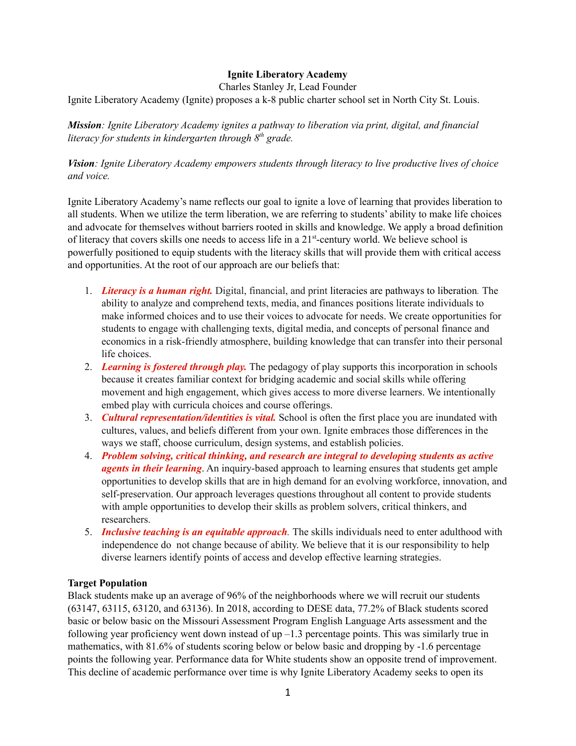**Ignite Liberatory Academy**

Charles Stanley Jr, Lead Founder

Ignite Liberatory Academy (Ignite) proposes a k-8 public charter school set in North City St. Louis.

***Mission****: Ignite Liberatory Academy ignites a pathway to liberation via print, digital, and financial literacy for students in kindergarten through 8th grade.*

***Vision****: Ignite Liberatory Academy empowers students through literacy to live productive lives of choice and voice.*

Ignite Liberatory Academy's name reflects our goal to ignite a love of learning that provides liberation to all students. When we utilize the term liberation, we are referring to students' ability to make life choices and advocate for themselves without barriers rooted in skills and knowledge. We apply a broad definition of literacy that covers skills one needs to access life in a 21st-century world. We believe school is powerfully positioned to equip students with the literacy skills that will provide them with critical access and opportunities. At the root of our approach are our beliefs that:

1. ***Literacy is a human right.*** Digital, financial, and print literacies are pathways to liberation. The ability to analyze and comprehend texts, media, and finances positions literate individuals to make informed choices and to use their voices to advocate for needs. We create opportunities for students to engage with challenging texts, digital media, and concepts of personal finance and economics in a risk-friendly atmosphere, building knowledge that can transfer into their personal life choices.
2. ***Learning is fostered through play.*** The pedagogy of play supports this incorporation in schools because it creates familiar context for bridging academic and social skills while offering movement and high engagement, which gives access to more diverse learners. We intentionally embed play with curricula choices and course offerings.
3. ***Cultural representation/identities is vital.*** School is often the first place you are inundated with cultures, values, and beliefs different from your own. Ignite embraces those differences in the ways we staff, choose curriculum, design systems, and establish policies.
4. ***Problem solving, critical thinking, and research are integral to developing students as active agents in their learning***. An inquiry-based approach to learning ensures that students get ample opportunities to develop skills that are in high demand for an evolving workforce, innovation, and self-preservation. Our approach leverages questions throughout all content to provide students with ample opportunities to develop their skills as problem solvers, critical thinkers, and researchers.
5. ***Inclusive teaching is an equitable approach****.* The skills individuals need to enter adulthood with independence do not change because of ability. We believe that it is our responsibility to help diverse learners identify points of access and develop effective learning strategies.

**Target Population**

Black students make up an average of 96% of the neighborhoods where we will recruit our students (63147, 63115, 63120, and 63136). In 2018, according to DESE data, 77.2% of Black students scored basic or below basic on the Missouri Assessment Program English Language Arts assessment and the following year proficiency went down instead of up –1.3 percentage points. This was similarly true in mathematics, with 81.6% of students scoring below or below basic and dropping by -1.6 percentage points the following year. Performance data for White students show an opposite trend of improvement. This decline of academic performance over time is why Ignite Liberatory Academy seeks to open its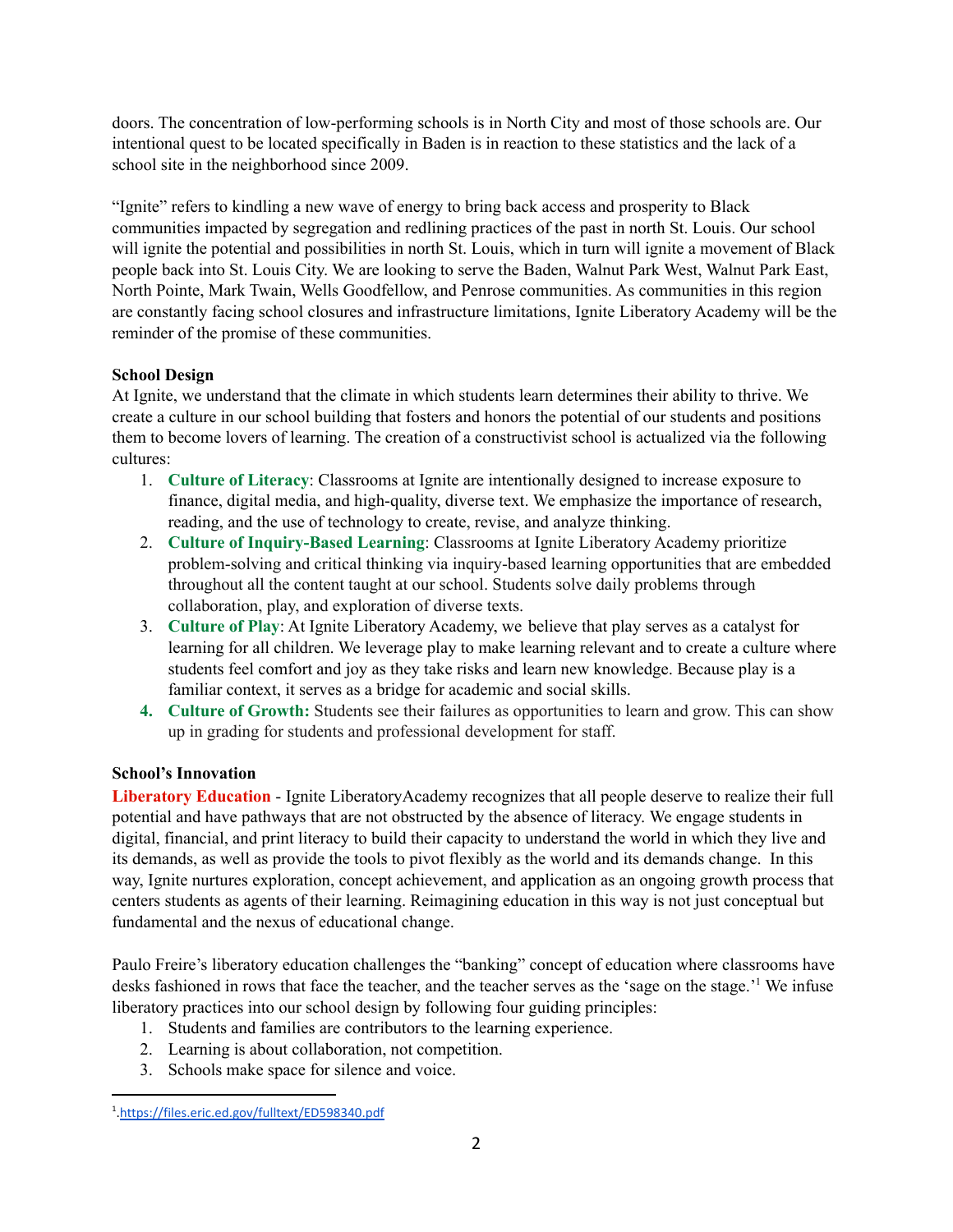doors. The concentration of low-performing schools is in North City and most of those schools are. Our intentional quest to be located specifically in Baden is in reaction to these statistics and the lack of a school site in the neighborhood since 2009.

"Ignite" refers to kindling a new wave of energy to bring back access and prosperity to Black communities impacted by segregation and redlining practices of the past in north St. Louis. Our school will ignite the potential and possibilities in north St. Louis, which in turn will ignite a movement of Black people back into St. Louis City. We are looking to serve the Baden, Walnut Park West, Walnut Park East, North Pointe, Mark Twain, Wells Goodfellow, and Penrose communities. As communities in this region are constantly facing school closures and infrastructure limitations, Ignite Liberatory Academy will be the reminder of the promise of these communities.

**School Design**

At Ignite, we understand that the climate in which students learn determines their ability to thrive. We create a culture in our school building that fosters and honors the potential of our students and positions them to become lovers of learning. The creation of a constructivist school is actualized via the following cultures:

1. **Culture of Literacy**: Classrooms at Ignite are intentionally designed to increase exposure to finance, digital media, and high-quality, diverse text. We emphasize the importance of research, reading, and the use of technology to create, revise, and analyze thinking.
2. **Culture of Inquiry-Based Learning**: Classrooms at Ignite Liberatory Academy prioritize problem-solving and critical thinking via inquiry-based learning opportunities that are embedded throughout all the content taught at our school. Students solve daily problems through collaboration, play, and exploration of diverse texts.
3. **Culture of Play**: At Ignite Liberatory Academy, we believe that play serves as a catalyst for learning for all children. We leverage play to make learning relevant and to create a culture where students feel comfort and joy as they take risks and learn new knowledge. Because play is a familiar context, it serves as a bridge for academic and social skills.
4. **Culture of Growth:** Students see their failures as opportunities to learn and grow. This can show up in grading for students and professional development for staff.

**School's Innovation**

**Liberatory Education** - Ignite LiberatoryAcademy recognizes that all people deserve to realize their full potential and have pathways that are not obstructed by the absence of literacy. We engage students in digital, financial, and print literacy to build their capacity to understand the world in which they live and its demands, as well as provide the tools to pivot flexibly as the world and its demands change. In this way, Ignite nurtures exploration, concept achievement, and application as an ongoing growth process that centers students as agents of their learning. Reimagining education in this way is not just conceptual but fundamental and the nexus of educational change.

Paulo Freire's liberatory education challenges the "banking" concept of education where classrooms have desks fashioned in rows that face the teacher, and the teacher serves as the 'sage on the stage.'[1] We infuse liberatory practices into our school design by following four guiding principles:

1. Students and families are contributors to the learning experience.
2. Learning is about collaboration, not competition.
3. Schools make space for silence and voice.

[1] https://files.eric.ed.gov/fulltext/ED598340.pdf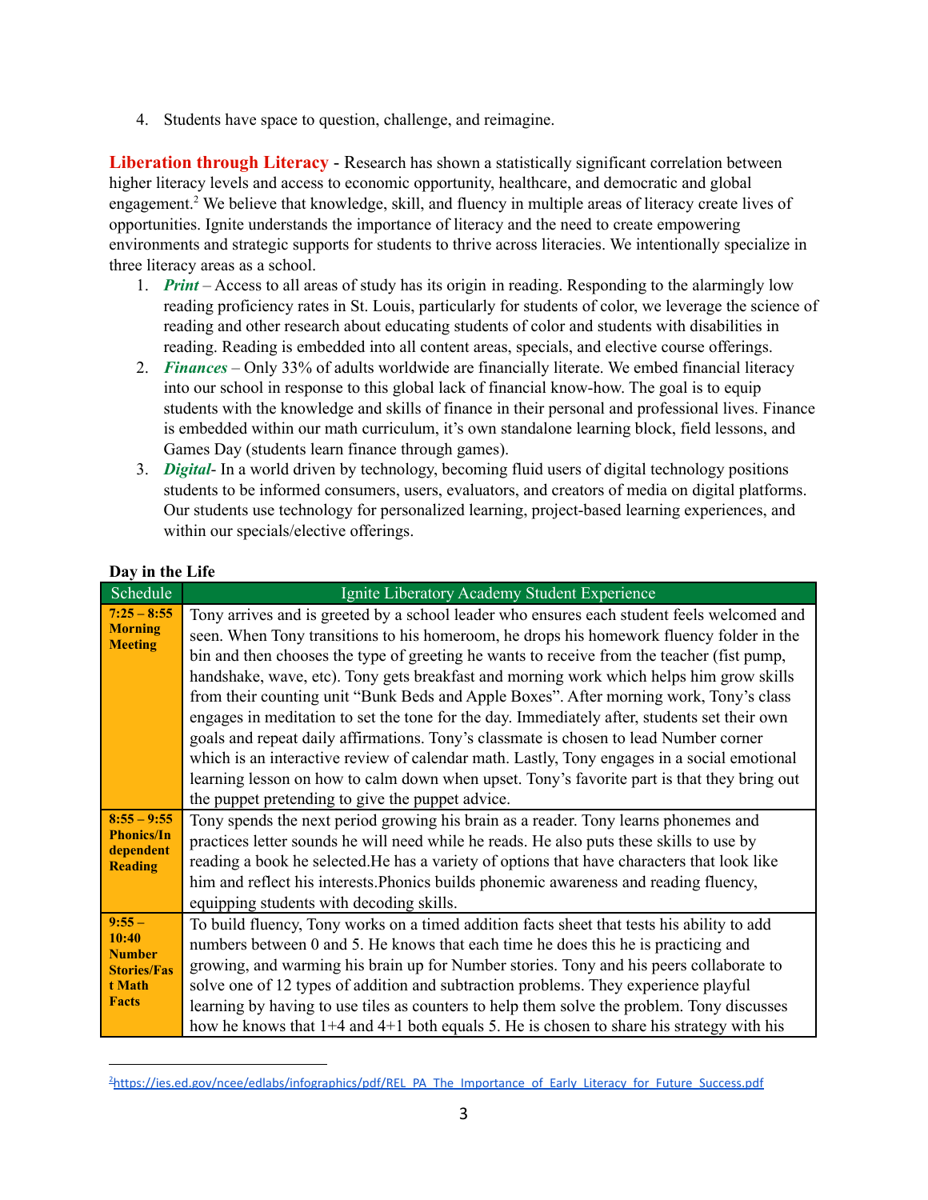4. Students have space to question, challenge, and reimagine.

**Liberation through Literacy** - Research has shown a statistically significant correlation between higher literacy levels and access to economic opportunity, healthcare, and democratic and global engagement.[2] We believe that knowledge, skill, and fluency in multiple areas of literacy create lives of opportunities. Ignite understands the importance of literacy and the need to create empowering environments and strategic supports for students to thrive across literacies. We intentionally specialize in three literacy areas as a school.

1. ***Print*** – Access to all areas of study has its origin in reading. Responding to the alarmingly low reading proficiency rates in St. Louis, particularly for students of color, we leverage the science of reading and other research about educating students of color and students with disabilities in reading. Reading is embedded into all content areas, specials, and elective course offerings.
2. ***Finances*** – Only 33% of adults worldwide are financially literate. We embed financial literacy into our school in response to this global lack of financial know-how. The goal is to equip students with the knowledge and skills of finance in their personal and professional lives. Finance is embedded within our math curriculum, it's own standalone learning block, field lessons, and Games Day (students learn finance through games).
3. ***Digital***- In a world driven by technology, becoming fluid users of digital technology positions students to be informed consumers, users, evaluators, and creators of media on digital platforms. Our students use technology for personalized learning, project-based learning experiences, and within our specials/elective offerings.

**Day in the Life**

| Schedule | Ignite Liberatory Academy Student Experience |
|---|---|
| **7:25 – 8:55 Morning Meeting** | Tony arrives and is greeted by a school leader who ensures each student feels welcomed and seen. When Tony transitions to his homeroom, he drops his homework fluency folder in the bin and then chooses the type of greeting he wants to receive from the teacher (fist pump, handshake, wave, etc). Tony gets breakfast and morning work which helps him grow skills from their counting unit "Bunk Beds and Apple Boxes". After morning work, Tony's class engages in meditation to set the tone for the day. Immediately after, students set their own goals and repeat daily affirmations. Tony's classmate is chosen to lead Number corner which is an interactive review of calendar math. Lastly, Tony engages in a social emotional learning lesson on how to calm down when upset. Tony's favorite part is that they bring out the puppet pretending to give the puppet advice. |
| **8:55 – 9:55 Phonics/Independent Reading** | Tony spends the next period growing his brain as a reader. Tony learns phonemes and practices letter sounds he will need while he reads. He also puts these skills to use by reading a book he selected.He has a variety of options that have characters that look like him and reflect his interests.Phonics builds phonemic awareness and reading fluency, equipping students with decoding skills. |
| **9:55 – 10:40 Number Stories/Fast Math Facts** | To build fluency, Tony works on a timed addition facts sheet that tests his ability to add numbers between 0 and 5. He knows that each time he does this he is practicing and growing, and warming his brain up for Number stories. Tony and his peers collaborate to solve one of 12 types of addition and subtraction problems. They experience playful learning by having to use tiles as counters to help them solve the problem. Tony discusses how he knows that 1+4 and 4+1 both equals 5. He is chosen to share his strategy with his |

[2] https://ies.ed.gov/ncee/edlabs/infographics/pdf/REL_PA_The_Importance_of_Early_Literacy_for_Future_Success.pdf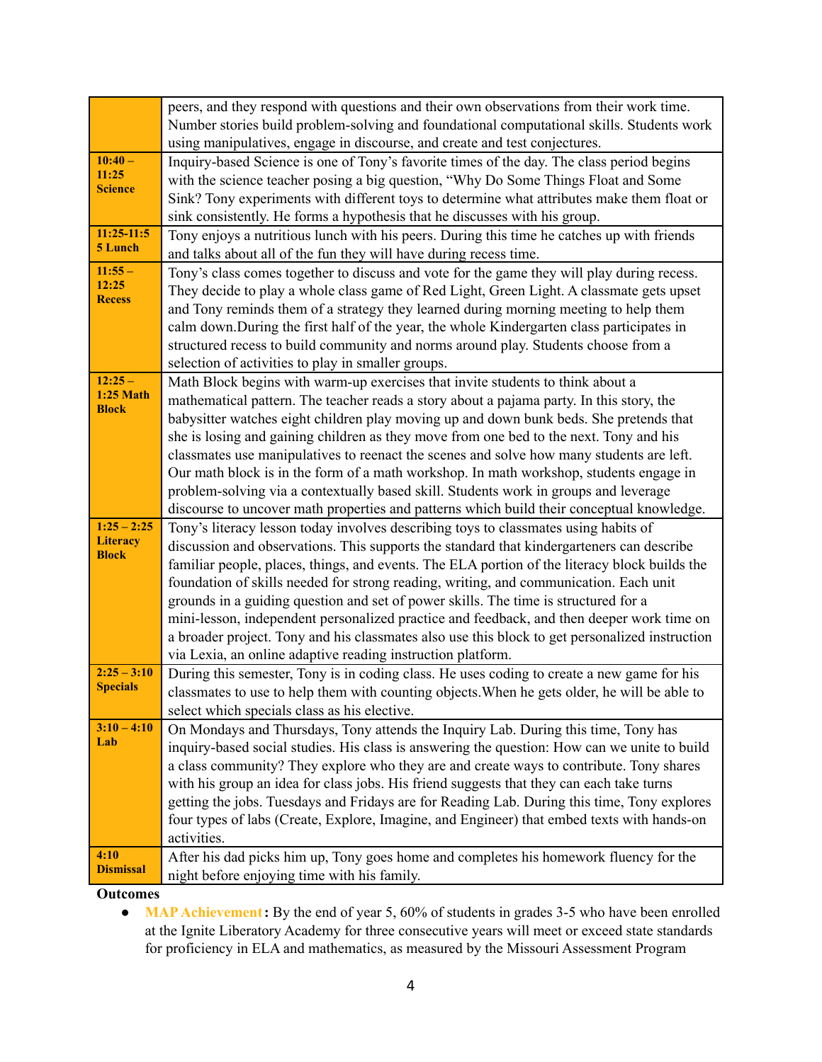| | |
|---|---|
| | peers, and they respond with questions and their own observations from their work time. Number stories build problem-solving and foundational computational skills. Students work using manipulatives, engage in discourse, and create and test conjectures. |
| **10:40 – 11:25 Science** | Inquiry-based Science is one of Tony's favorite times of the day. The class period begins with the science teacher posing a big question, "Why Do Some Things Float and Some Sink? Tony experiments with different toys to determine what attributes make them float or sink consistently. He forms a hypothesis that he discusses with his group. |
| **11:25-11:55 Lunch** | Tony enjoys a nutritious lunch with his peers. During this time he catches up with friends and talks about all of the fun they will have during recess time. |
| **11:55 – 12:25 Recess** | Tony's class comes together to discuss and vote for the game they will play during recess. They decide to play a whole class game of Red Light, Green Light. A classmate gets upset and Tony reminds them of a strategy they learned during morning meeting to help them calm down.During the first half of the year, the whole Kindergarten class participates in structured recess to build community and norms around play. Students choose from a selection of activities to play in smaller groups. |
| **12:25 – 1:25 Math Block** | Math Block begins with warm-up exercises that invite students to think about a mathematical pattern. The teacher reads a story about a pajama party. In this story, the babysitter watches eight children play moving up and down bunk beds. She pretends that she is losing and gaining children as they move from one bed to the next. Tony and his classmates use manipulatives to reenact the scenes and solve how many students are left. Our math block is in the form of a math workshop. In math workshop, students engage in problem-solving via a contextually based skill. Students work in groups and leverage discourse to uncover math properties and patterns which build their conceptual knowledge. |
| **1:25 – 2:25 Literacy Block** | Tony's literacy lesson today involves describing toys to classmates using habits of discussion and observations. This supports the standard that kindergarteners can describe familiar people, places, things, and events. The ELA portion of the literacy block builds the foundation of skills needed for strong reading, writing, and communication. Each unit grounds in a guiding question and set of power skills. The time is structured for a mini-lesson, independent personalized practice and feedback, and then deeper work time on a broader project. Tony and his classmates also use this block to get personalized instruction via Lexia, an online adaptive reading instruction platform. |
| **2:25 – 3:10 Specials** | During this semester, Tony is in coding class. He uses coding to create a new game for his classmates to use to help them with counting objects.When he gets older, he will be able to select which specials class as his elective. |
| **3:10 – 4:10 Lab** | On Mondays and Thursdays, Tony attends the Inquiry Lab. During this time, Tony has inquiry-based social studies. His class is answering the question: How can we unite to build a class community? They explore who they are and create ways to contribute. Tony shares with his group an idea for class jobs. His friend suggests that they can each take turns getting the jobs. Tuesdays and Fridays are for Reading Lab. During this time, Tony explores four types of labs (Create, Explore, Imagine, and Engineer) that embed texts with hands-on activities. |
| **4:10 Dismissal** | After his dad picks him up, Tony goes home and completes his homework fluency for the night before enjoying time with his family. |

**Outcomes**

- **MAP Achievement:** By the end of year 5, 60% of students in grades 3-5 who have been enrolled at the Ignite Liberatory Academy for three consecutive years will meet or exceed state standards for proficiency in ELA and mathematics, as measured by the Missouri Assessment Program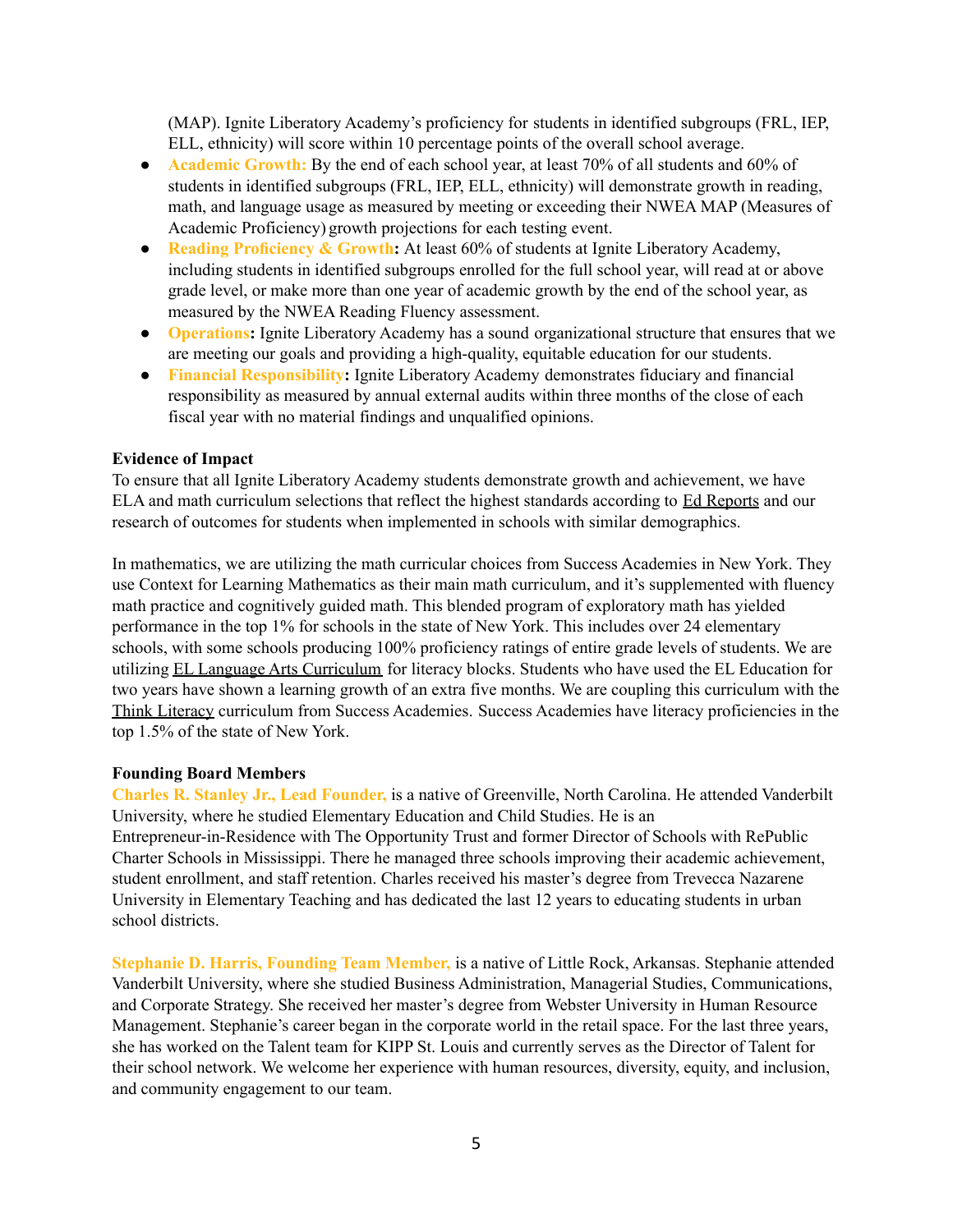(MAP). Ignite Liberatory Academy's proficiency for students in identified subgroups (FRL, IEP, ELL, ethnicity) will score within 10 percentage points of the overall school average.

- **Academic Growth:** By the end of each school year, at least 70% of all students and 60% of students in identified subgroups (FRL, IEP, ELL, ethnicity) will demonstrate growth in reading, math, and language usage as measured by meeting or exceeding their NWEA MAP (Measures of Academic Proficiency) growth projections for each testing event.
- **Reading Proficiency & Growth:** At least 60% of students at Ignite Liberatory Academy, including students in identified subgroups enrolled for the full school year, will read at or above grade level, or make more than one year of academic growth by the end of the school year, as measured by the NWEA Reading Fluency assessment.
- **Operations:** Ignite Liberatory Academy has a sound organizational structure that ensures that we are meeting our goals and providing a high-quality, equitable education for our students.
- **Financial Responsibility:** Ignite Liberatory Academy demonstrates fiduciary and financial responsibility as measured by annual external audits within three months of the close of each fiscal year with no material findings and unqualified opinions.

**Evidence of Impact**

To ensure that all Ignite Liberatory Academy students demonstrate growth and achievement, we have ELA and math curriculum selections that reflect the highest standards according to Ed Reports and our research of outcomes for students when implemented in schools with similar demographics.

In mathematics, we are utilizing the math curricular choices from Success Academies in New York. They use Context for Learning Mathematics as their main math curriculum, and it's supplemented with fluency math practice and cognitively guided math. This blended program of exploratory math has yielded performance in the top 1% for schools in the state of New York. This includes over 24 elementary schools, with some schools producing 100% proficiency ratings of entire grade levels of students. We are utilizing EL Language Arts Curriculum for literacy blocks. Students who have used the EL Education for two years have shown a learning growth of an extra five months. We are coupling this curriculum with the Think Literacy curriculum from Success Academies. Success Academies have literacy proficiencies in the top 1.5% of the state of New York.

**Founding Board Members**

**Charles R. Stanley Jr., Lead Founder,** is a native of Greenville, North Carolina. He attended Vanderbilt University, where he studied Elementary Education and Child Studies. He is an Entrepreneur-in-Residence with The Opportunity Trust and former Director of Schools with RePublic Charter Schools in Mississippi. There he managed three schools improving their academic achievement, student enrollment, and staff retention. Charles received his master's degree from Trevecca Nazarene University in Elementary Teaching and has dedicated the last 12 years to educating students in urban school districts.

**Stephanie D. Harris, Founding Team Member,** is a native of Little Rock, Arkansas. Stephanie attended Vanderbilt University, where she studied Business Administration, Managerial Studies, Communications, and Corporate Strategy. She received her master's degree from Webster University in Human Resource Management. Stephanie's career began in the corporate world in the retail space. For the last three years, she has worked on the Talent team for KIPP St. Louis and currently serves as the Director of Talent for their school network. We welcome her experience with human resources, diversity, equity, and inclusion, and community engagement to our team.